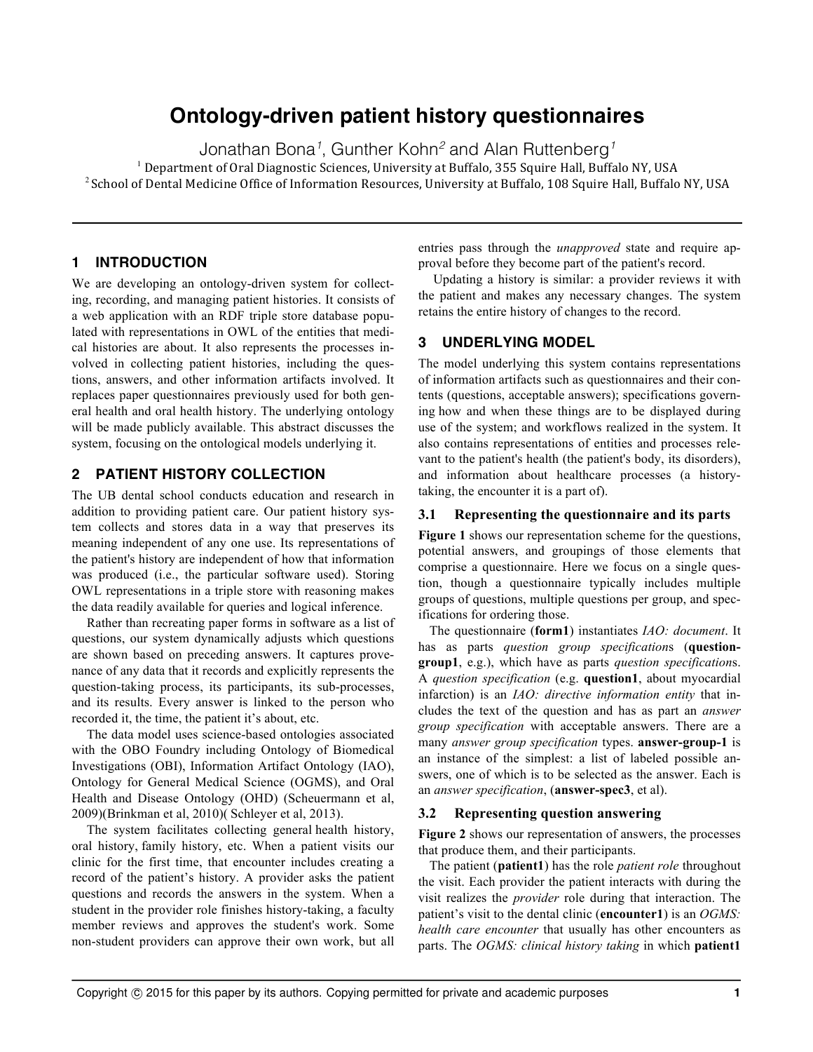# Ontology-driven patient history questionnaires

Jonathan Bona[1], Gunther Kohn[2] and Alan Ruttenberg[1]

[1] Department of Oral Diagnostic Sciences, University at Buffalo, 355 Squire Hall, Buffalo NY, USA
[2] School of Dental Medicine Office of Information Resources, University at Buffalo, 108 Squire Hall, Buffalo NY, USA

## 1 INTRODUCTION

We are developing an ontology-driven system for collecting, recording, and managing patient histories. It consists of a web application with an RDF triple store database populated with representations in OWL of the entities that medical histories are about. It also represents the processes involved in collecting patient histories, including the questions, answers, and other information artifacts involved. It replaces paper questionnaires previously used for both general health and oral health history. The underlying ontology will be made publicly available. This abstract discusses the system, focusing on the ontological models underlying it.

## 2 PATIENT HISTORY COLLECTION

The UB dental school conducts education and research in addition to providing patient care. Our patient history system collects and stores data in a way that preserves its meaning independent of any one use. Its representations of the patient's history are independent of how that information was produced (i.e., the particular software used). Storing OWL representations in a triple store with reasoning makes the data readily available for queries and logical inference.

Rather than recreating paper forms in software as a list of questions, our system dynamically adjusts which questions are shown based on preceding answers. It captures provenance of any data that it records and explicitly represents the question-taking process, its participants, its sub-processes, and its results. Every answer is linked to the person who recorded it, the time, the patient it's about, etc.

The data model uses science-based ontologies associated with the OBO Foundry including Ontology of Biomedical Investigations (OBI), Information Artifact Ontology (IAO), Ontology for General Medical Science (OGMS), and Oral Health and Disease Ontology (OHD) (Scheuermann et al, 2009)(Brinkman et al, 2010)( Schleyer et al, 2013).

The system facilitates collecting general health history, oral history, family history, etc. When a patient visits our clinic for the first time, that encounter includes creating a record of the patient's history. A provider asks the patient questions and records the answers in the system. When a student in the provider role finishes history-taking, a faculty member reviews and approves the student's work. Some non-student providers can approve their own work, but all entries pass through the *unapproved* state and require approval before they become part of the patient's record.

Updating a history is similar: a provider reviews it with the patient and makes any necessary changes. The system retains the entire history of changes to the record.

## 3 UNDERLYING MODEL

The model underlying this system contains representations of information artifacts such as questionnaires and their contents (questions, acceptable answers); specifications governing how and when these things are to be displayed during use of the system; and workflows realized in the system. It also contains representations of entities and processes relevant to the patient's health (the patient's body, its disorders), and information about healthcare processes (a history-taking, the encounter it is a part of).

### 3.1 Representing the questionnaire and its parts

**Figure 1** shows our representation scheme for the questions, potential answers, and groupings of those elements that comprise a questionnaire. Here we focus on a single question, though a questionnaire typically includes multiple groups of questions, multiple questions per group, and specifications for ordering those.

The questionnaire (**form1**) instantiates *IAO: document*. It has as parts *question group specification*s (**question-group1**, e.g.), which have as parts *question specification*s. A *question specification* (e.g. **question1**, about myocardial infarction) is an *IAO: directive information entity* that includes the text of the question and has as part an *answer group specification* with acceptable answers. There are a many *answer group specification* types. **answer-group-1** is an instance of the simplest: a list of labeled possible answers, one of which is to be selected as the answer. Each is an *answer specification*, (**answer-spec3**, et al).

### 3.2 Representing question answering

**Figure 2** shows our representation of answers, the processes that produce them, and their participants.

The patient (**patient1**) has the role *patient role* throughout the visit. Each provider the patient interacts with during the visit realizes the *provider* role during that interaction. The patient's visit to the dental clinic (**encounter1**) is an *OGMS: health care encounter* that usually has other encounters as parts. The *OGMS: clinical history taking* in which **patient1**

Copyright © 2015 for this paper by its authors. Copying permitted for private and academic purposes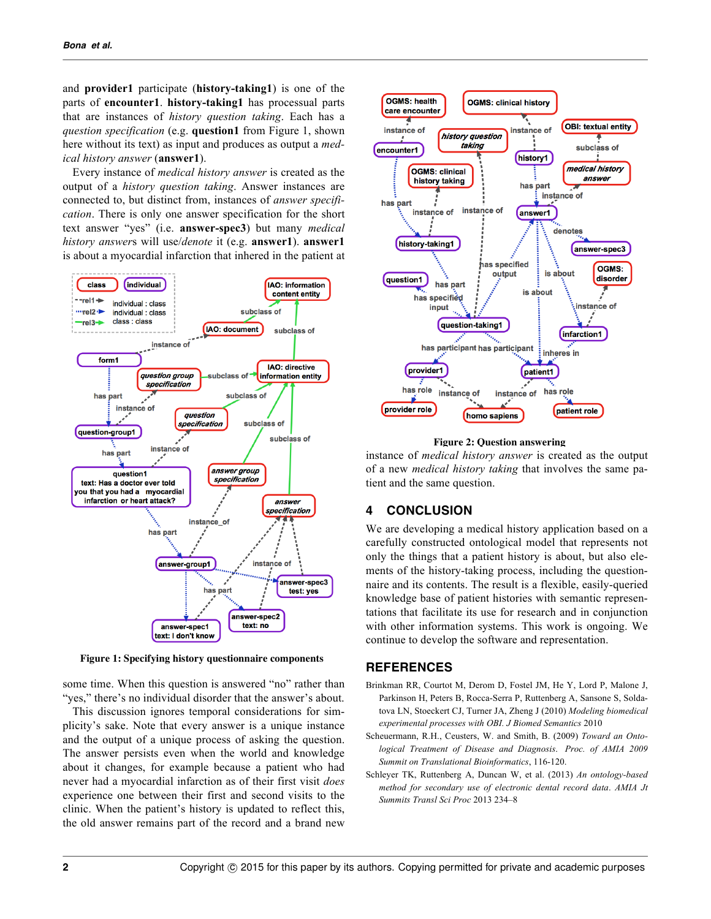and **provider1** participate (**history-taking1**) is one of the parts of **encounter1**. **history-taking1** has processual parts that are instances of *history question taking*. Each has a *question specification* (e.g. **question1** from Figure 1, shown here without its text) as input and produces as output a *medical history answer* (**answer1**).

Every instance of *medical history answer* is created as the output of a *history question taking*. Answer instances are connected to, but distinct from, instances of *answer specification*. There is only one answer specification for the short text answer "yes" (i.e. **answer-spec3**) but many *medical history answer*s will use/*denote* it (e.g. **answer1**). **answer1** is about a myocardial infarction that inhered in the patient at

class
individual
rel1 individual : class
rel2 individual : class
rel3 class : class
IAO: information content entity
subclass of
IAO: document
subclass of
instance of
form1
question group specification
subclass of
IAO: directive information entity
has part
instance of
subclass of
question-group1
question specification
subclass of
has part
instance of
subclass of
question1
text: Has a doctor ever told you that you had a myocardial infarction or heart attack?
answer group specification
answer specification
has part
instance_of
answer-group1
instance of
has part
answer-spec3
test: yes
answer-spec1
text: I don't know
answer-spec2
text: no

**Figure 1: Specifying history questionnaire components**

some time. When this question is answered "no" rather than "yes," there's no individual disorder that the answer's about.

This discussion ignores temporal considerations for simplicity's sake. Note that every answer is a unique instance and the output of a unique process of asking the question. The answer persists even when the world and knowledge about it changes, for example because a patient who had never had a myocardial infarction as of their first visit *does* experience one between their first and second visits to the clinic. When the patient's history is updated to reflect this, the old answer remains part of the record and a brand new

OGMS: health care encounter
OGMS: clinical history
instance of
instance of
history question taking
OBI: textual entity
encounter1
history1
subclass of
OGMS: clinical history taking
medical history answer
has part
has part
instance of
instance of
instance of
answer1
denotes
history-taking1
answer-spec3
has specified output
is about
OGMS: disorder
question1
has part
is about
has specified input
instance of
question-taking1
infarction1
has participant
has participant
inheres in
provider1
patient1
has role
instance of
instance of
has role
provider role
homo sapiens
patient role

**Figure 2: Question answering**

instance of *medical history answer* is created as the output of a new *medical history taking* that involves the same patient and the same question.

## 4 CONCLUSION

We are developing a medical history application based on a carefully constructed ontological model that represents not only the things that a patient history is about, but also elements of the history-taking process, including the questionnaire and its contents. The result is a flexible, easily-queried knowledge base of patient histories with semantic representations that facilitate its use for research and in conjunction with other information systems. This work is ongoing. We continue to develop the software and representation.

## REFERENCES

Brinkman RR, Courtot M, Derom D, Fostel JM, He Y, Lord P, Malone J, Parkinson H, Peters B, Rocca-Serra P, Ruttenberg A, Sansone S, Soldatova LN, Stoeckert CJ, Turner JA, Zheng J (2010) *Modeling biomedical experimental processes with OBI. J Biomed Semantics* 2010

Scheuermann, R.H., Ceusters, W. and Smith, B. (2009) *Toward an Ontological Treatment of Disease and Diagnosis. Proc. of AMIA 2009 Summit on Translational Bioinformatics*, 116-120.

Schleyer TK, Ruttenberg A, Duncan W, et al. (2013) *An ontology-based method for secondary use of electronic dental record data. AMIA Jt Summits Transl Sci Proc* 2013 234–8

Copyright © 2015 for this paper by its authors. Copying permitted for private and academic purposes